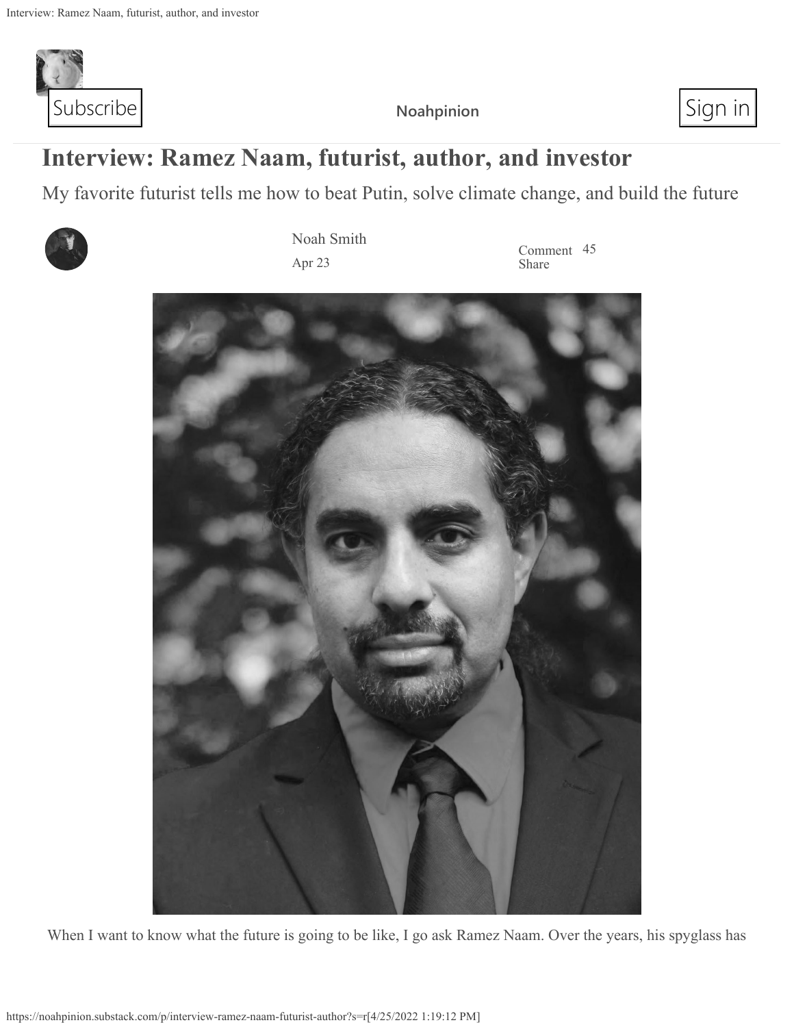# Interview: Ramez Naam, futurist, author, and investor

My favorite futurist tells me how to beat Putin, solve climate change, and build the future

Noah Smith

Apr 23

When I want to know what the future is going to be like, I go ask Ramez Naam. Over the years, his spyglass has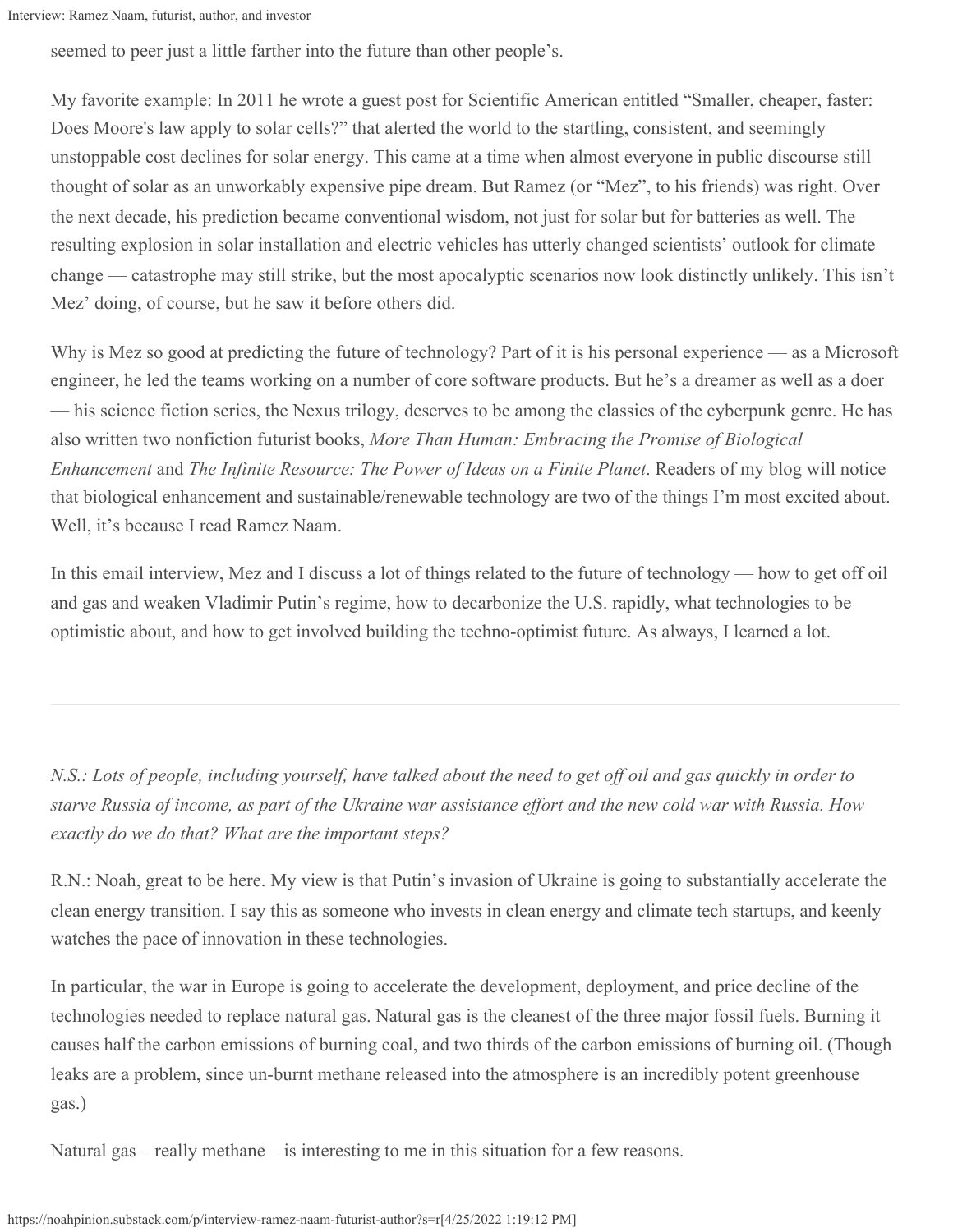seemed to peer just a little farther into the future than other people's.

My favorite example: In 2011 he wrote a guest post for Scientific American entitled "Smaller, cheaper, faster: Does Moore's law apply to solar cells?" that alerted the world to the startling, consistent, and seemingly unstoppable cost declines for solar energy. This came at a time when almost everyone in public discourse still thought of solar as an unworkably expensive pipe dream. But Ramez (or "Mez", to his friends) was right. Over the next decade, his prediction became conventional wisdom, not just for solar but for batteries as well. The resulting explosion in solar installation and electric vehicles has utterly changed scientists' outlook for climate change — catastrophe may still strike, but the most apocalyptic scenarios now look distinctly unlikely. This isn't Mez' doing, of course, but he saw it before others did.

Why is Mez so good at predicting the future of technology? Part of it is his personal experience — as a Microsoft engineer, he led the teams working on a number of core software products. But he's a dreamer as well as a doer — his science fiction series, the Nexus trilogy, deserves to be among the classics of the cyberpunk genre. He has also written two nonfiction futurist books, *More Than Human: Embracing the Promise of Biological Enhancement* and *The Infinite Resource: The Power of Ideas on a Finite Planet*. Readers of my blog will notice that biological enhancement and sustainable/renewable technology are two of the things I'm most excited about. Well, it's because I read Ramez Naam.

In this email interview, Mez and I discuss a lot of things related to the future of technology — how to get off oil and gas and weaken Vladimir Putin's regime, how to decarbonize the U.S. rapidly, what technologies to be optimistic about, and how to get involved building the techno-optimist future. As always, I learned a lot.

---

*N.S.: Lots of people, including yourself, have talked about the need to get off oil and gas quickly in order to starve Russia of income, as part of the Ukraine war assistance effort and the new cold war with Russia. How exactly do we do that? What are the important steps?*

R.N.: Noah, great to be here. My view is that Putin's invasion of Ukraine is going to substantially accelerate the clean energy transition. I say this as someone who invests in clean energy and climate tech startups, and keenly watches the pace of innovation in these technologies.

In particular, the war in Europe is going to accelerate the development, deployment, and price decline of the technologies needed to replace natural gas. Natural gas is the cleanest of the three major fossil fuels. Burning it causes half the carbon emissions of burning coal, and two thirds of the carbon emissions of burning oil. (Though leaks are a problem, since un-burnt methane released into the atmosphere is an incredibly potent greenhouse gas.)

Natural gas – really methane – is interesting to me in this situation for a few reasons.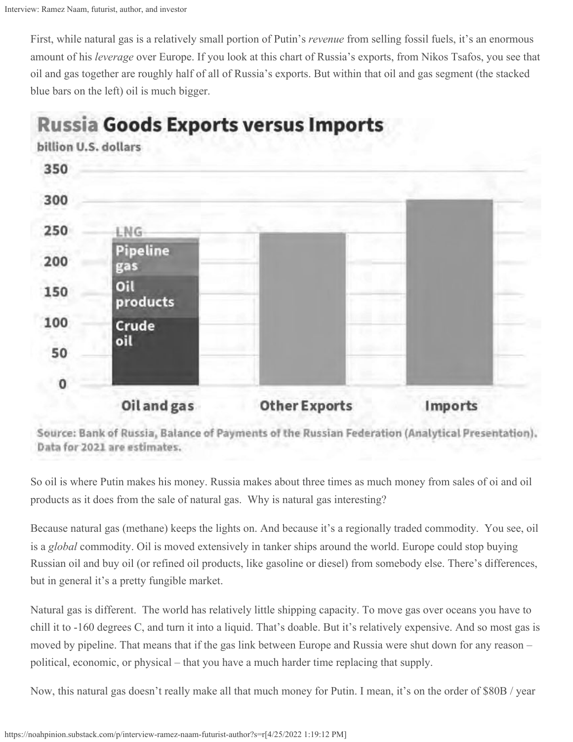First, while natural gas is a relatively small portion of Putin's *revenue* from selling fossil fuels, it's an enormous amount of his *leverage* over Europe. If you look at this chart of Russia's exports, from Nikos Tsafos, you see that oil and gas together are roughly half of all of Russia's exports. But within that oil and gas segment (the stacked blue bars on the left) oil is much bigger.

So oil is where Putin makes his money. Russia makes about three times as much money from sales of oi and oil products as it does from the sale of natural gas. Why is natural gas interesting?

Because natural gas (methane) keeps the lights on. And because it's a regionally traded commodity. You see, oil is a *global* commodity. Oil is moved extensively in tanker ships around the world. Europe could stop buying Russian oil and buy oil (or refined oil products, like gasoline or diesel) from somebody else. There's differences, but in general it's a pretty fungible market.

Natural gas is different. The world has relatively little shipping capacity. To move gas over oceans you have to chill it to -160 degrees C, and turn it into a liquid. That's doable. But it's relatively expensive. And so most gas is moved by pipeline. That means that if the gas link between Europe and Russia were shut down for any reason – political, economic, or physical – that you have a much harder time replacing that supply.

Now, this natural gas doesn't really make all that much money for Putin. I mean, it's on the order of $80B / year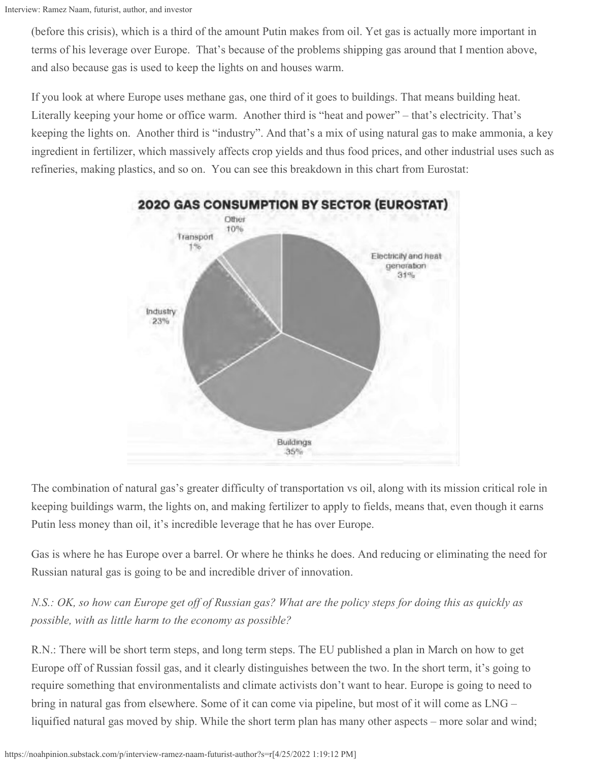(before this crisis), which is a third of the amount Putin makes from oil. Yet gas is actually more important in terms of his leverage over Europe. That's because of the problems shipping gas around that I mention above, and also because gas is used to keep the lights on and houses warm.

If you look at where Europe uses methane gas, one third of it goes to buildings. That means building heat. Literally keeping your home or office warm. Another third is "heat and power" – that's electricity. That's keeping the lights on. Another third is "industry". And that's a mix of using natural gas to make ammonia, a key ingredient in fertilizer, which massively affects crop yields and thus food prices, and other industrial uses such as refineries, making plastics, and so on. You can see this breakdown in this chart from Eurostat:

**2020 GAS CONSUMPTION BY SECTOR (EUROSTAT)**

| Sector | Share |
| --- | --- |
| Electricity and heat generation | 31% |
| Buildings | 35% |
| Industry | 23% |
| Transport | 1% |
| Other | 10% |

The combination of natural gas's greater difficulty of transportation vs oil, along with its mission critical role in keeping buildings warm, the lights on, and making fertilizer to apply to fields, means that, even though it earns Putin less money than oil, it's incredible leverage that he has over Europe.

Gas is where he has Europe over a barrel. Or where he thinks he does. And reducing or eliminating the need for Russian natural gas is going to be and incredible driver of innovation.

*N.S.: OK, so how can Europe get off of Russian gas? What are the policy steps for doing this as quickly as possible, with as little harm to the economy as possible?*

R.N.: There will be short term steps, and long term steps. The EU published a plan in March on how to get Europe off of Russian fossil gas, and it clearly distinguishes between the two. In the short term, it's going to require something that environmentalists and climate activists don't want to hear. Europe is going to need to bring in natural gas from elsewhere. Some of it can come via pipeline, but most of it will come as LNG – liquified natural gas moved by ship. While the short term plan has many other aspects – more solar and wind;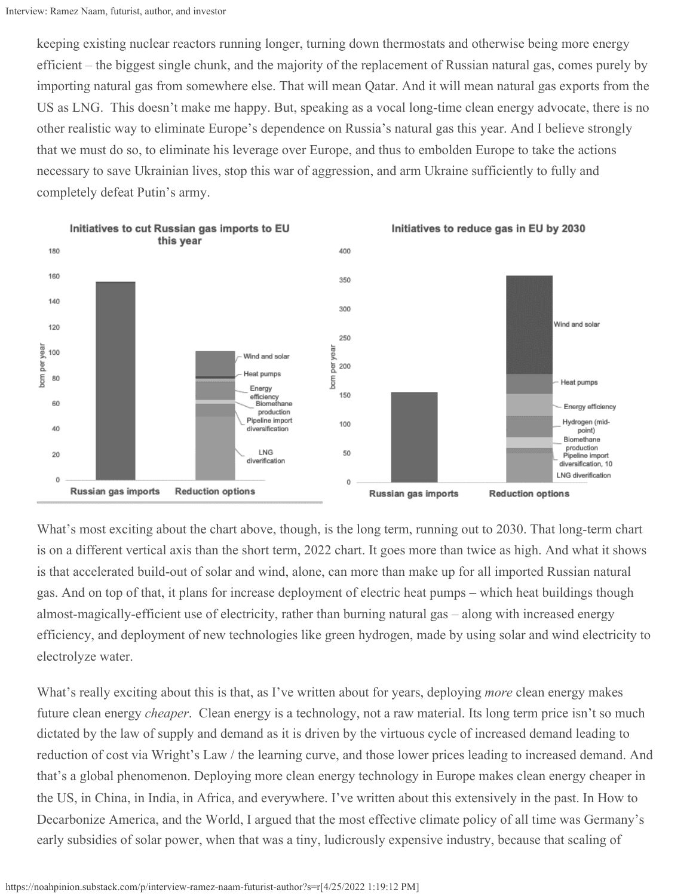keeping existing nuclear reactors running longer, turning down thermostats and otherwise being more energy efficient – the biggest single chunk, and the majority of the replacement of Russian natural gas, comes purely by importing natural gas from somewhere else. That will mean Qatar. And it will mean natural gas exports from the US as LNG. This doesn't make me happy. But, speaking as a vocal long-time clean energy advocate, there is no other realistic way to eliminate Europe's dependence on Russia's natural gas this year. And I believe strongly that we must do so, to eliminate his leverage over Europe, and thus to embolden Europe to take the actions necessary to save Ukrainian lives, stop this war of aggression, and arm Ukraine sufficiently to fully and completely defeat Putin's army.

What's most exciting about the chart above, though, is the long term, running out to 2030. That long-term chart is on a different vertical axis than the short term, 2022 chart. It goes more than twice as high. And what it shows is that accelerated build-out of solar and wind, alone, can more than make up for all imported Russian natural gas. And on top of that, it plans for increase deployment of electric heat pumps – which heat buildings though almost-magically-efficient use of electricity, rather than burning natural gas – along with increased energy efficiency, and deployment of new technologies like green hydrogen, made by using solar and wind electricity to electrolyze water.

What's really exciting about this is that, as I've written about for years, deploying *more* clean energy makes future clean energy *cheaper*. Clean energy is a technology, not a raw material. Its long term price isn't so much dictated by the law of supply and demand as it is driven by the virtuous cycle of increased demand leading to reduction of cost via Wright's Law / the learning curve, and those lower prices leading to increased demand. And that's a global phenomenon. Deploying more clean energy technology in Europe makes clean energy cheaper in the US, in China, in India, in Africa, and everywhere. I've written about this extensively in the past. In How to Decarbonize America, and the World, I argued that the most effective climate policy of all time was Germany's early subsidies of solar power, when that was a tiny, ludicrously expensive industry, because that scaling of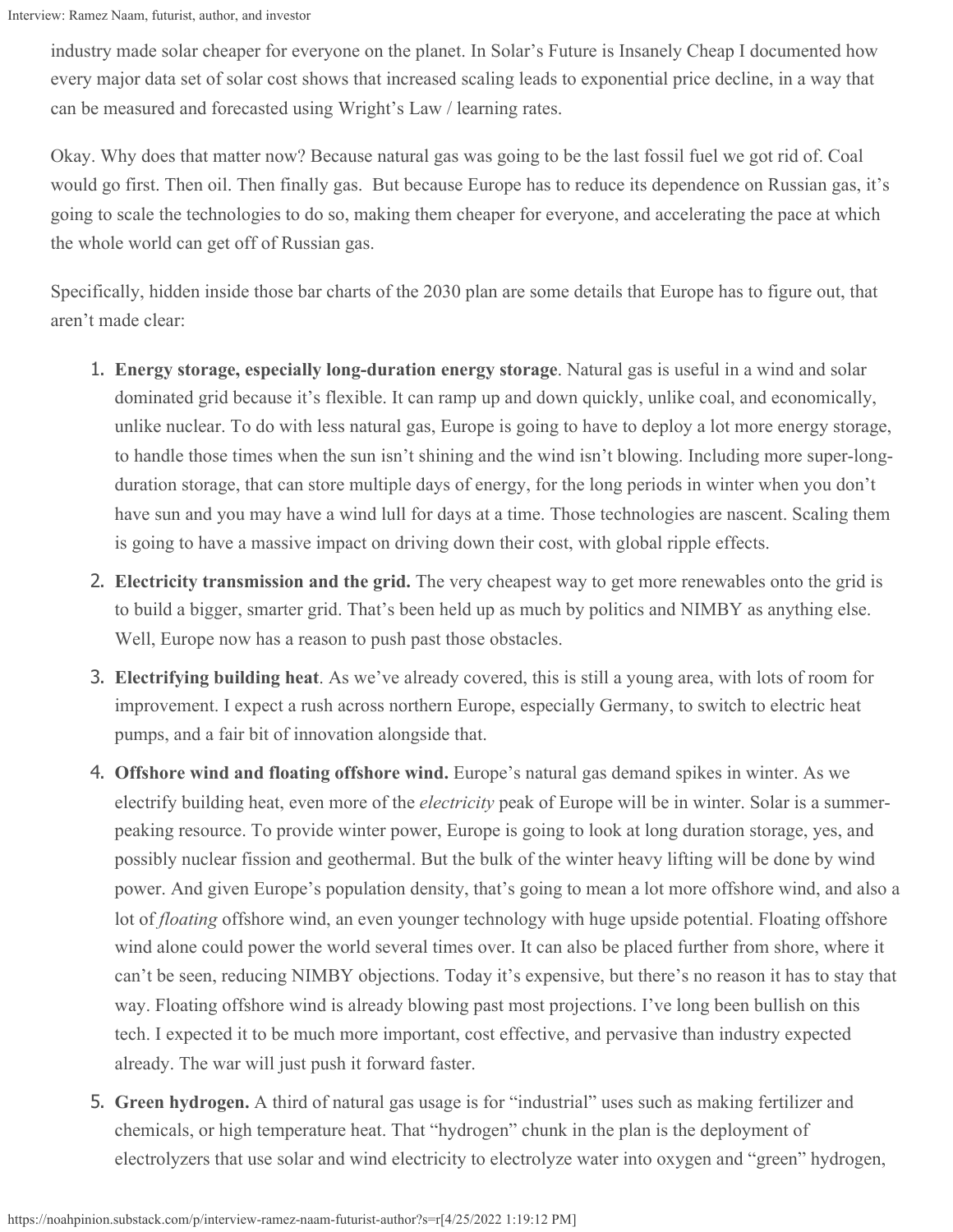industry made solar cheaper for everyone on the planet. In Solar's Future is Insanely Cheap I documented how every major data set of solar cost shows that increased scaling leads to exponential price decline, in a way that can be measured and forecasted using Wright's Law / learning rates.

Okay. Why does that matter now? Because natural gas was going to be the last fossil fuel we got rid of. Coal would go first. Then oil. Then finally gas. But because Europe has to reduce its dependence on Russian gas, it's going to scale the technologies to do so, making them cheaper for everyone, and accelerating the pace at which the whole world can get off of Russian gas.

Specifically, hidden inside those bar charts of the 2030 plan are some details that Europe has to figure out, that aren't made clear:

1. **Energy storage, especially long-duration energy storage**. Natural gas is useful in a wind and solar dominated grid because it's flexible. It can ramp up and down quickly, unlike coal, and economically, unlike nuclear. To do with less natural gas, Europe is going to have to deploy a lot more energy storage, to handle those times when the sun isn't shining and the wind isn't blowing. Including more super-long-duration storage, that can store multiple days of energy, for the long periods in winter when you don't have sun and you may have a wind lull for days at a time. Those technologies are nascent. Scaling them is going to have a massive impact on driving down their cost, with global ripple effects.
2. **Electricity transmission and the grid.** The very cheapest way to get more renewables onto the grid is to build a bigger, smarter grid. That's been held up as much by politics and NIMBY as anything else. Well, Europe now has a reason to push past those obstacles.
3. **Electrifying building heat**. As we've already covered, this is still a young area, with lots of room for improvement. I expect a rush across northern Europe, especially Germany, to switch to electric heat pumps, and a fair bit of innovation alongside that.
4. **Offshore wind and floating offshore wind.** Europe's natural gas demand spikes in winter. As we electrify building heat, even more of the *electricity* peak of Europe will be in winter. Solar is a summer-peaking resource. To provide winter power, Europe is going to look at long duration storage, yes, and possibly nuclear fission and geothermal. But the bulk of the winter heavy lifting will be done by wind power. And given Europe's population density, that's going to mean a lot more offshore wind, and also a lot of *floating* offshore wind, an even younger technology with huge upside potential. Floating offshore wind alone could power the world several times over. It can also be placed further from shore, where it can't be seen, reducing NIMBY objections. Today it's expensive, but there's no reason it has to stay that way. Floating offshore wind is already blowing past most projections. I've long been bullish on this tech. I expected it to be much more important, cost effective, and pervasive than industry expected already. The war will just push it forward faster.
5. **Green hydrogen.** A third of natural gas usage is for "industrial" uses such as making fertilizer and chemicals, or high temperature heat. That "hydrogen" chunk in the plan is the deployment of electrolyzers that use solar and wind electricity to electrolyze water into oxygen and "green" hydrogen,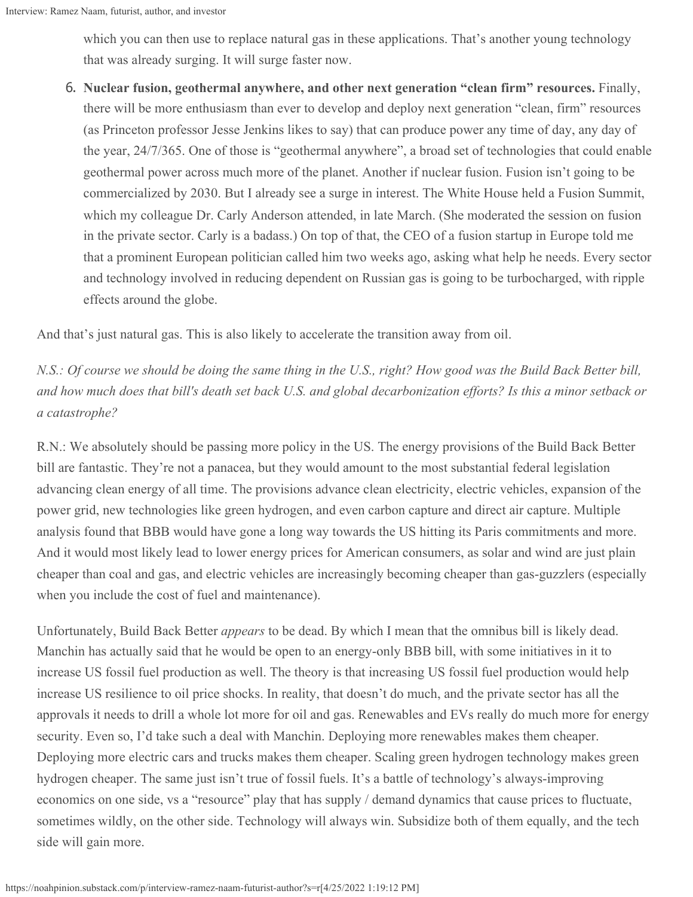which you can then use to replace natural gas in these applications. That's another young technology that was already surging. It will surge faster now.

6. **Nuclear fusion, geothermal anywhere, and other next generation "clean firm" resources.** Finally, there will be more enthusiasm than ever to develop and deploy next generation "clean, firm" resources (as Princeton professor Jesse Jenkins likes to say) that can produce power any time of day, any day of the year, 24/7/365. One of those is "geothermal anywhere", a broad set of technologies that could enable geothermal power across much more of the planet. Another if nuclear fusion. Fusion isn't going to be commercialized by 2030. But I already see a surge in interest. The White House held a Fusion Summit, which my colleague Dr. Carly Anderson attended, in late March. (She moderated the session on fusion in the private sector. Carly is a badass.) On top of that, the CEO of a fusion startup in Europe told me that a prominent European politician called him two weeks ago, asking what help he needs. Every sector and technology involved in reducing dependent on Russian gas is going to be turbocharged, with ripple effects around the globe.

And that's just natural gas. This is also likely to accelerate the transition away from oil.

*N.S.: Of course we should be doing the same thing in the U.S., right? How good was the Build Back Better bill, and how much does that bill's death set back U.S. and global decarbonization efforts? Is this a minor setback or a catastrophe?*

R.N.: We absolutely should be passing more policy in the US. The energy provisions of the Build Back Better bill are fantastic. They're not a panacea, but they would amount to the most substantial federal legislation advancing clean energy of all time. The provisions advance clean electricity, electric vehicles, expansion of the power grid, new technologies like green hydrogen, and even carbon capture and direct air capture. Multiple analysis found that BBB would have gone a long way towards the US hitting its Paris commitments and more. And it would most likely lead to lower energy prices for American consumers, as solar and wind are just plain cheaper than coal and gas, and electric vehicles are increasingly becoming cheaper than gas-guzzlers (especially when you include the cost of fuel and maintenance).

Unfortunately, Build Back Better *appears* to be dead. By which I mean that the omnibus bill is likely dead. Manchin has actually said that he would be open to an energy-only BBB bill, with some initiatives in it to increase US fossil fuel production as well. The theory is that increasing US fossil fuel production would help increase US resilience to oil price shocks. In reality, that doesn't do much, and the private sector has all the approvals it needs to drill a whole lot more for oil and gas. Renewables and EVs really do much more for energy security. Even so, I'd take such a deal with Manchin. Deploying more renewables makes them cheaper. Deploying more electric cars and trucks makes them cheaper. Scaling green hydrogen technology makes green hydrogen cheaper. The same just isn't true of fossil fuels. It's a battle of technology's always-improving economics on one side, vs a "resource" play that has supply / demand dynamics that cause prices to fluctuate, sometimes wildly, on the other side. Technology will always win. Subsidize both of them equally, and the tech side will gain more.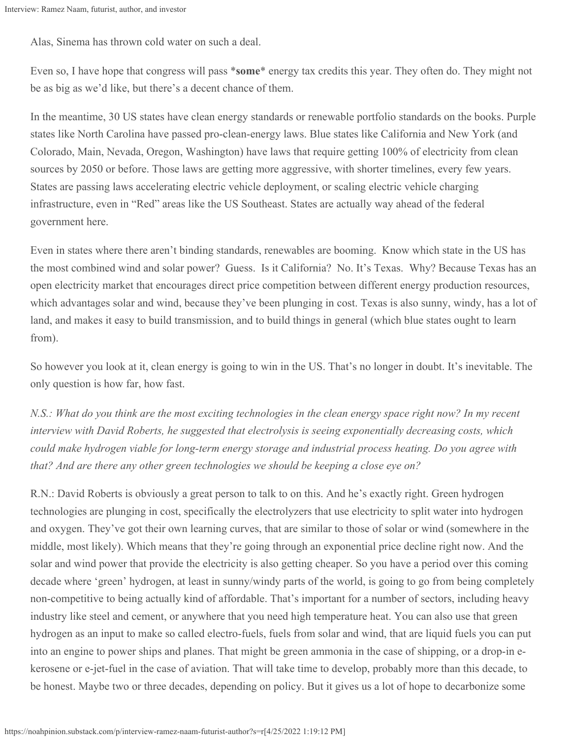Alas, Sinema has thrown cold water on such a deal.

Even so, I have hope that congress will pass ***some*** energy tax credits this year. They often do. They might not be as big as we'd like, but there's a decent chance of them.

In the meantime, 30 US states have clean energy standards or renewable portfolio standards on the books. Purple states like North Carolina have passed pro-clean-energy laws. Blue states like California and New York (and Colorado, Main, Nevada, Oregon, Washington) have laws that require getting 100% of electricity from clean sources by 2050 or before. Those laws are getting more aggressive, with shorter timelines, every few years. States are passing laws accelerating electric vehicle deployment, or scaling electric vehicle charging infrastructure, even in "Red" areas like the US Southeast. States are actually way ahead of the federal government here.

Even in states where there aren't binding standards, renewables are booming. Know which state in the US has the most combined wind and solar power? Guess. Is it California? No. It's Texas. Why? Because Texas has an open electricity market that encourages direct price competition between different energy production resources, which advantages solar and wind, because they've been plunging in cost. Texas is also sunny, windy, has a lot of land, and makes it easy to build transmission, and to build things in general (which blue states ought to learn from).

So however you look at it, clean energy is going to win in the US. That's no longer in doubt. It's inevitable. The only question is how far, how fast.

*N.S.: What do you think are the most exciting technologies in the clean energy space right now? In my recent interview with David Roberts, he suggested that electrolysis is seeing exponentially decreasing costs, which could make hydrogen viable for long-term energy storage and industrial process heating. Do you agree with that? And are there any other green technologies we should be keeping a close eye on?*

R.N.: David Roberts is obviously a great person to talk to on this. And he's exactly right. Green hydrogen technologies are plunging in cost, specifically the electrolyzers that use electricity to split water into hydrogen and oxygen. They've got their own learning curves, that are similar to those of solar or wind (somewhere in the middle, most likely). Which means that they're going through an exponential price decline right now. And the solar and wind power that provide the electricity is also getting cheaper. So you have a period over this coming decade where 'green' hydrogen, at least in sunny/windy parts of the world, is going to go from being completely non-competitive to being actually kind of affordable. That's important for a number of sectors, including heavy industry like steel and cement, or anywhere that you need high temperature heat. You can also use that green hydrogen as an input to make so called electro-fuels, fuels from solar and wind, that are liquid fuels you can put into an engine to power ships and planes. That might be green ammonia in the case of shipping, or a drop-in e-kerosene or e-jet-fuel in the case of aviation. That will take time to develop, probably more than this decade, to be honest. Maybe two or three decades, depending on policy. But it gives us a lot of hope to decarbonize some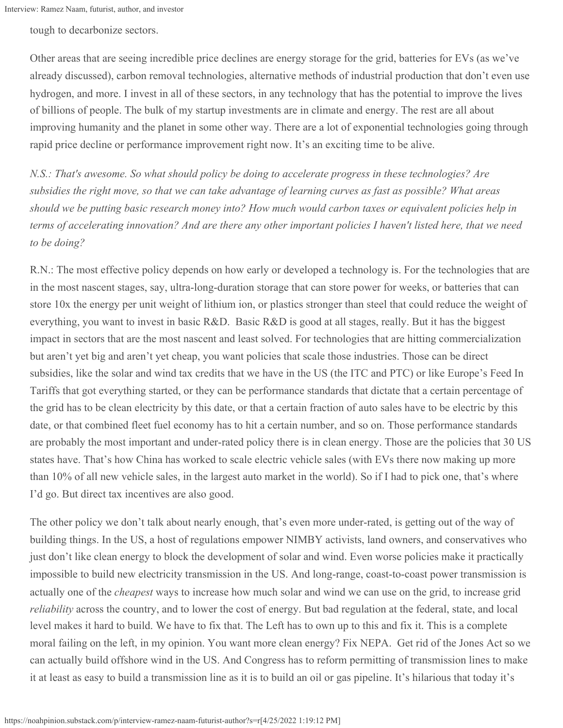tough to decarbonize sectors.

Other areas that are seeing incredible price declines are energy storage for the grid, batteries for EVs (as we've already discussed), carbon removal technologies, alternative methods of industrial production that don't even use hydrogen, and more. I invest in all of these sectors, in any technology that has the potential to improve the lives of billions of people. The bulk of my startup investments are in climate and energy. The rest are all about improving humanity and the planet in some other way. There are a lot of exponential technologies going through rapid price decline or performance improvement right now. It's an exciting time to be alive.

*N.S.: That's awesome. So what should policy be doing to accelerate progress in these technologies? Are subsidies the right move, so that we can take advantage of learning curves as fast as possible? What areas should we be putting basic research money into? How much would carbon taxes or equivalent policies help in terms of accelerating innovation? And are there any other important policies I haven't listed here, that we need to be doing?*

R.N.: The most effective policy depends on how early or developed a technology is. For the technologies that are in the most nascent stages, say, ultra-long-duration storage that can store power for weeks, or batteries that can store 10x the energy per unit weight of lithium ion, or plastics stronger than steel that could reduce the weight of everything, you want to invest in basic R&D. Basic R&D is good at all stages, really. But it has the biggest impact in sectors that are the most nascent and least solved. For technologies that are hitting commercialization but aren't yet big and aren't yet cheap, you want policies that scale those industries. Those can be direct subsidies, like the solar and wind tax credits that we have in the US (the ITC and PTC) or like Europe's Feed In Tariffs that got everything started, or they can be performance standards that dictate that a certain percentage of the grid has to be clean electricity by this date, or that a certain fraction of auto sales have to be electric by this date, or that combined fleet fuel economy has to hit a certain number, and so on. Those performance standards are probably the most important and under-rated policy there is in clean energy. Those are the policies that 30 US states have. That's how China has worked to scale electric vehicle sales (with EVs there now making up more than 10% of all new vehicle sales, in the largest auto market in the world). So if I had to pick one, that's where I'd go. But direct tax incentives are also good.

The other policy we don't talk about nearly enough, that's even more under-rated, is getting out of the way of building things. In the US, a host of regulations empower NIMBY activists, land owners, and conservatives who just don't like clean energy to block the development of solar and wind. Even worse policies make it practically impossible to build new electricity transmission in the US. And long-range, coast-to-coast power transmission is actually one of the *cheapest* ways to increase how much solar and wind we can use on the grid, to increase grid *reliability* across the country, and to lower the cost of energy. But bad regulation at the federal, state, and local level makes it hard to build. We have to fix that. The Left has to own up to this and fix it. This is a complete moral failing on the left, in my opinion. You want more clean energy? Fix NEPA. Get rid of the Jones Act so we can actually build offshore wind in the US. And Congress has to reform permitting of transmission lines to make it at least as easy to build a transmission line as it is to build an oil or gas pipeline. It's hilarious that today it's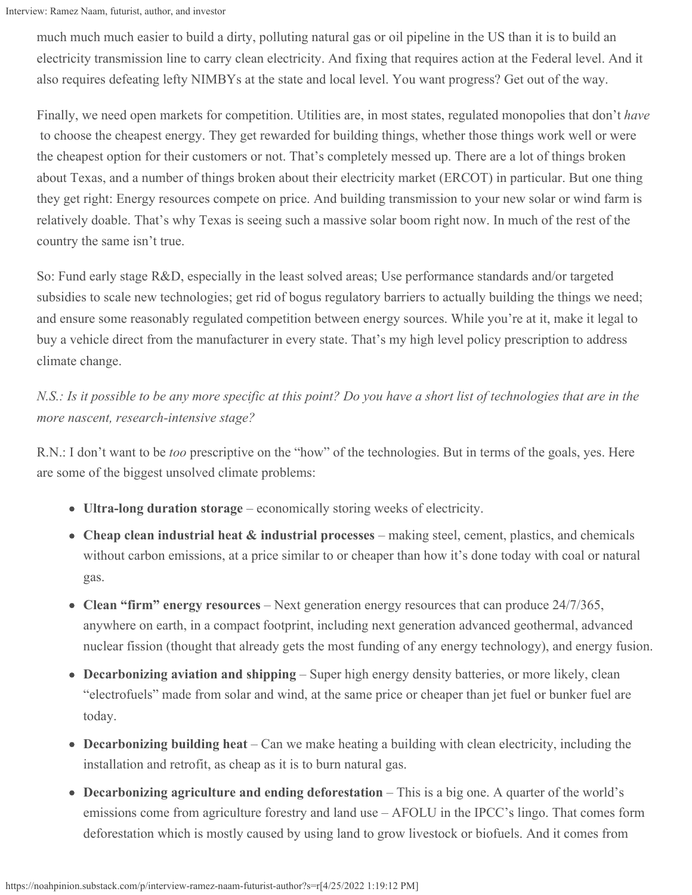much much much easier to build a dirty, polluting natural gas or oil pipeline in the US than it is to build an electricity transmission line to carry clean electricity. And fixing that requires action at the Federal level. And it also requires defeating lefty NIMBYs at the state and local level. You want progress? Get out of the way.

Finally, we need open markets for competition. Utilities are, in most states, regulated monopolies that don't *have* to choose the cheapest energy. They get rewarded for building things, whether those things work well or were the cheapest option for their customers or not. That's completely messed up. There are a lot of things broken about Texas, and a number of things broken about their electricity market (ERCOT) in particular. But one thing they get right: Energy resources compete on price. And building transmission to your new solar or wind farm is relatively doable. That's why Texas is seeing such a massive solar boom right now. In much of the rest of the country the same isn't true.

So: Fund early stage R&D, especially in the least solved areas; Use performance standards and/or targeted subsidies to scale new technologies; get rid of bogus regulatory barriers to actually building the things we need; and ensure some reasonably regulated competition between energy sources. While you're at it, make it legal to buy a vehicle direct from the manufacturer in every state. That's my high level policy prescription to address climate change.

*N.S.: Is it possible to be any more specific at this point? Do you have a short list of technologies that are in the more nascent, research-intensive stage?*

R.N.: I don't want to be *too* prescriptive on the "how" of the technologies. But in terms of the goals, yes. Here are some of the biggest unsolved climate problems:

- **Ultra-long duration storage** – economically storing weeks of electricity.
- **Cheap clean industrial heat & industrial processes** – making steel, cement, plastics, and chemicals without carbon emissions, at a price similar to or cheaper than how it's done today with coal or natural gas.
- **Clean "firm" energy resources** – Next generation energy resources that can produce 24/7/365, anywhere on earth, in a compact footprint, including next generation advanced geothermal, advanced nuclear fission (thought that already gets the most funding of any energy technology), and energy fusion.
- **Decarbonizing aviation and shipping** – Super high energy density batteries, or more likely, clean "electrofuels" made from solar and wind, at the same price or cheaper than jet fuel or bunker fuel are today.
- **Decarbonizing building heat** – Can we make heating a building with clean electricity, including the installation and retrofit, as cheap as it is to burn natural gas.
- **Decarbonizing agriculture and ending deforestation** – This is a big one. A quarter of the world's emissions come from agriculture forestry and land use – AFOLU in the IPCC's lingo. That comes form deforestation which is mostly caused by using land to grow livestock or biofuels. And it comes from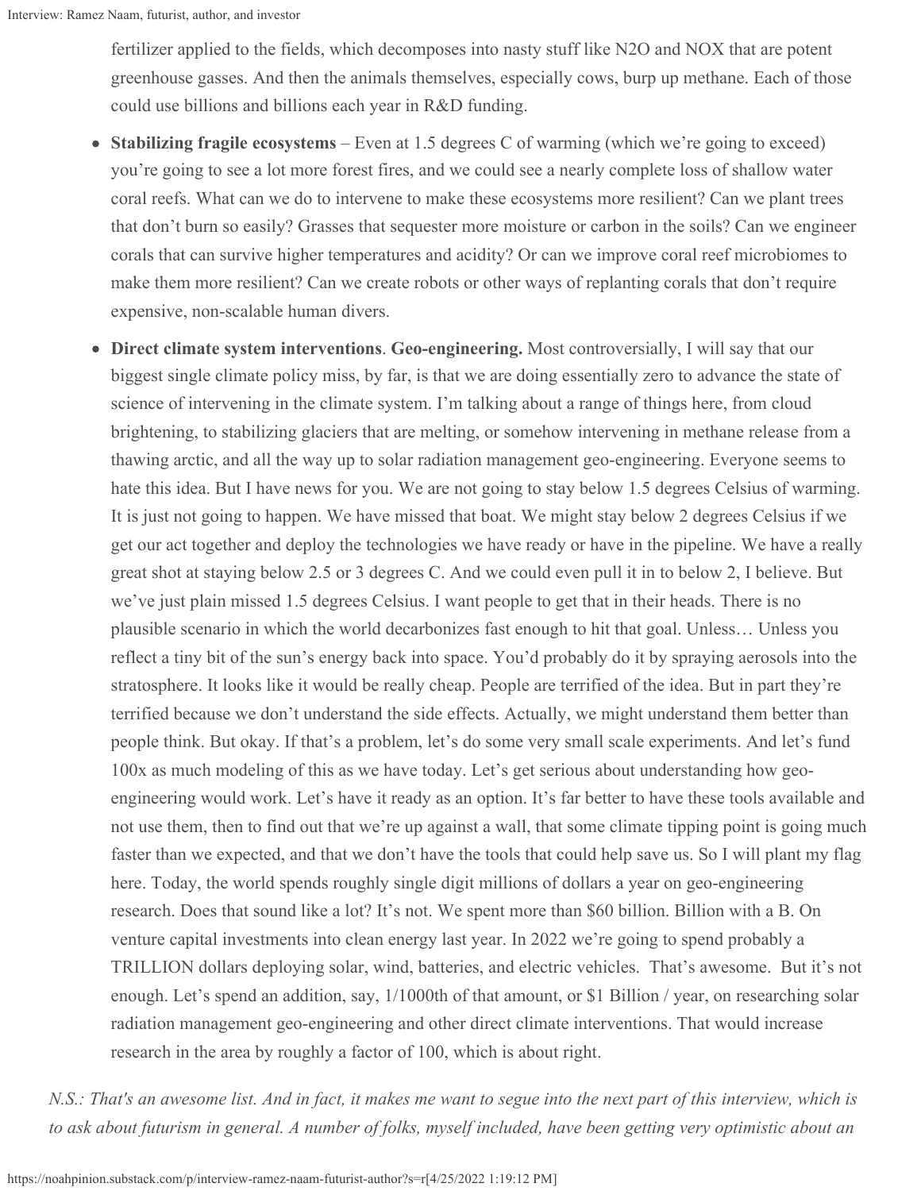fertilizer applied to the fields, which decomposes into nasty stuff like $N_2O$ and $NO_X$ that are potent greenhouse gasses. And then the animals themselves, especially cows, burp up methane. Each of those could use billions and billions each year in R&D funding.

- **Stabilizing fragile ecosystems** – Even at 1.5 degrees C of warming (which we're going to exceed) you're going to see a lot more forest fires, and we could see a nearly complete loss of shallow water coral reefs. What can we do to intervene to make these ecosystems more resilient? Can we plant trees that don't burn so easily? Grasses that sequester more moisture or carbon in the soils? Can we engineer corals that can survive higher temperatures and acidity? Or can we improve coral reef microbiomes to make them more resilient? Can we create robots or other ways of replanting corals that don't require expensive, non-scalable human divers.
- **Direct climate system interventions**. **Geo-engineering.** Most controversially, I will say that our biggest single climate policy miss, by far, is that we are doing essentially zero to advance the state of science of intervening in the climate system. I'm talking about a range of things here, from cloud brightening, to stabilizing glaciers that are melting, or somehow intervening in methane release from a thawing arctic, and all the way up to solar radiation management geo-engineering. Everyone seems to hate this idea. But I have news for you. We are not going to stay below 1.5 degrees Celsius of warming. It is just not going to happen. We have missed that boat. We might stay below 2 degrees Celsius if we get our act together and deploy the technologies we have ready or have in the pipeline. We have a really great shot at staying below 2.5 or 3 degrees C. And we could even pull it in to below 2, I believe. But we've just plain missed 1.5 degrees Celsius. I want people to get that in their heads. There is no plausible scenario in which the world decarbonizes fast enough to hit that goal. Unless… Unless you reflect a tiny bit of the sun's energy back into space. You'd probably do it by spraying aerosols into the stratosphere. It looks like it would be really cheap. People are terrified of the idea. But in part they're terrified because we don't understand the side effects. Actually, we might understand them better than people think. But okay. If that's a problem, let's do some very small scale experiments. And let's fund 100x as much modeling of this as we have today. Let's get serious about understanding how geo-engineering would work. Let's have it ready as an option. It's far better to have these tools available and not use them, then to find out that we're up against a wall, that some climate tipping point is going much faster than we expected, and that we don't have the tools that could help save us. So I will plant my flag here. Today, the world spends roughly single digit millions of dollars a year on geo-engineering research. Does that sound like a lot? It's not. We spent more than $60 billion. Billion with a B. On venture capital investments into clean energy last year. In 2022 we're going to spend probably a TRILLION dollars deploying solar, wind, batteries, and electric vehicles. That's awesome. But it's not enough. Let's spend an addition, say, 1/1000th of that amount, or $1 Billion / year, on researching solar radiation management geo-engineering and other direct climate interventions. That would increase research in the area by roughly a factor of 100, which is about right.

*N.S.: That's an awesome list. And in fact, it makes me want to segue into the next part of this interview, which is to ask about futurism in general. A number of folks, myself included, have been getting very optimistic about an*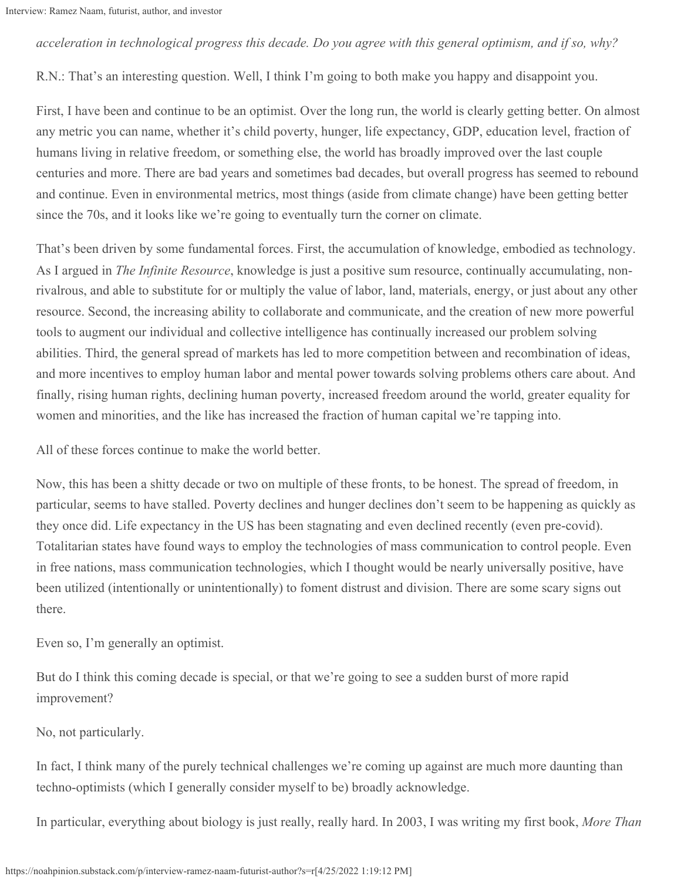*acceleration in technological progress this decade. Do you agree with this general optimism, and if so, why?*

R.N.: That's an interesting question. Well, I think I'm going to both make you happy and disappoint you.

First, I have been and continue to be an optimist. Over the long run, the world is clearly getting better. On almost any metric you can name, whether it's child poverty, hunger, life expectancy, GDP, education level, fraction of humans living in relative freedom, or something else, the world has broadly improved over the last couple centuries and more. There are bad years and sometimes bad decades, but overall progress has seemed to rebound and continue. Even in environmental metrics, most things (aside from climate change) have been getting better since the 70s, and it looks like we're going to eventually turn the corner on climate.

That's been driven by some fundamental forces. First, the accumulation of knowledge, embodied as technology. As I argued in *The Infinite Resource*, knowledge is just a positive sum resource, continually accumulating, non-rivalrous, and able to substitute for or multiply the value of labor, land, materials, energy, or just about any other resource. Second, the increasing ability to collaborate and communicate, and the creation of new more powerful tools to augment our individual and collective intelligence has continually increased our problem solving abilities. Third, the general spread of markets has led to more competition between and recombination of ideas, and more incentives to employ human labor and mental power towards solving problems others care about. And finally, rising human rights, declining human poverty, increased freedom around the world, greater equality for women and minorities, and the like has increased the fraction of human capital we're tapping into.

All of these forces continue to make the world better.

Now, this has been a shitty decade or two on multiple of these fronts, to be honest. The spread of freedom, in particular, seems to have stalled. Poverty declines and hunger declines don't seem to be happening as quickly as they once did. Life expectancy in the US has been stagnating and even declined recently (even pre-covid). Totalitarian states have found ways to employ the technologies of mass communication to control people. Even in free nations, mass communication technologies, which I thought would be nearly universally positive, have been utilized (intentionally or unintentionally) to foment distrust and division. There are some scary signs out there.

Even so, I'm generally an optimist.

But do I think this coming decade is special, or that we're going to see a sudden burst of more rapid improvement?

No, not particularly.

In fact, I think many of the purely technical challenges we're coming up against are much more daunting than techno-optimists (which I generally consider myself to be) broadly acknowledge.

In particular, everything about biology is just really, really hard. In 2003, I was writing my first book, *More Than*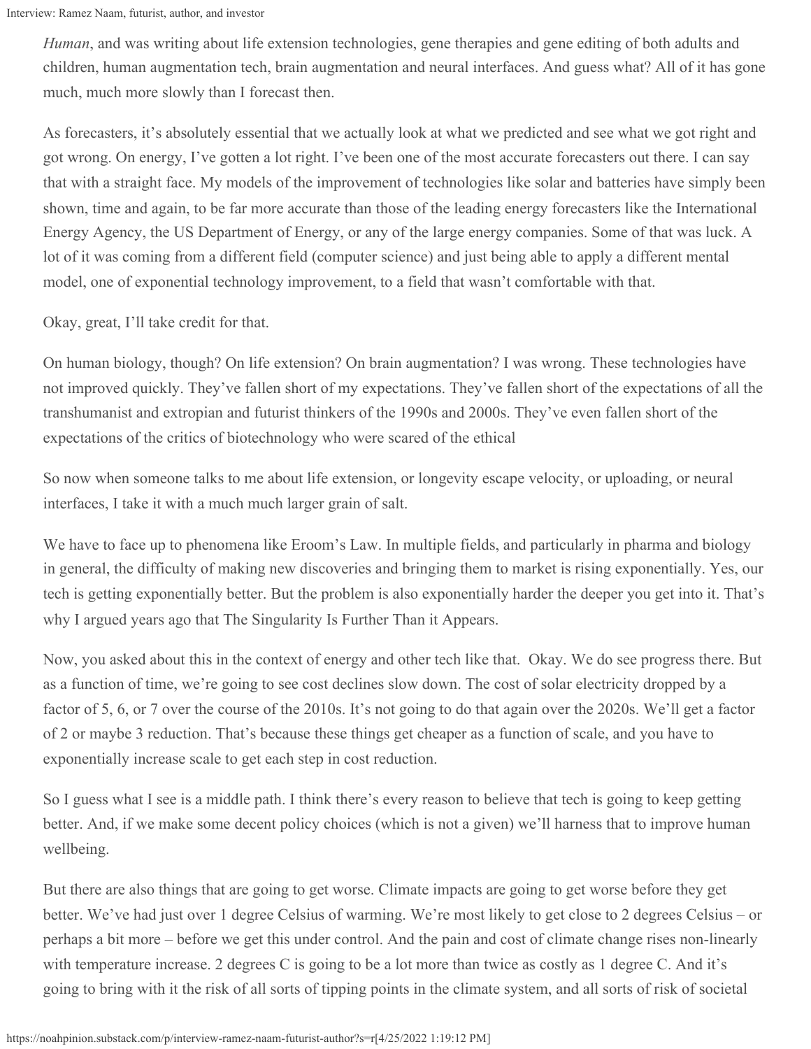*Human*, and was writing about life extension technologies, gene therapies and gene editing of both adults and children, human augmentation tech, brain augmentation and neural interfaces. And guess what? All of it has gone much, much more slowly than I forecast then.

As forecasters, it's absolutely essential that we actually look at what we predicted and see what we got right and got wrong. On energy, I've gotten a lot right. I've been one of the most accurate forecasters out there. I can say that with a straight face. My models of the improvement of technologies like solar and batteries have simply been shown, time and again, to be far more accurate than those of the leading energy forecasters like the International Energy Agency, the US Department of Energy, or any of the large energy companies. Some of that was luck. A lot of it was coming from a different field (computer science) and just being able to apply a different mental model, one of exponential technology improvement, to a field that wasn't comfortable with that.

Okay, great, I'll take credit for that.

On human biology, though? On life extension? On brain augmentation? I was wrong. These technologies have not improved quickly. They've fallen short of my expectations. They've fallen short of the expectations of all the transhumanist and extropian and futurist thinkers of the 1990s and 2000s. They've even fallen short of the expectations of the critics of biotechnology who were scared of the ethical

So now when someone talks to me about life extension, or longevity escape velocity, or uploading, or neural interfaces, I take it with a much much larger grain of salt.

We have to face up to phenomena like Eroom's Law. In multiple fields, and particularly in pharma and biology in general, the difficulty of making new discoveries and bringing them to market is rising exponentially. Yes, our tech is getting exponentially better. But the problem is also exponentially harder the deeper you get into it. That's why I argued years ago that The Singularity Is Further Than it Appears.

Now, you asked about this in the context of energy and other tech like that. Okay. We do see progress there. But as a function of time, we're going to see cost declines slow down. The cost of solar electricity dropped by a factor of 5, 6, or 7 over the course of the 2010s. It's not going to do that again over the 2020s. We'll get a factor of 2 or maybe 3 reduction. That's because these things get cheaper as a function of scale, and you have to exponentially increase scale to get each step in cost reduction.

So I guess what I see is a middle path. I think there's every reason to believe that tech is going to keep getting better. And, if we make some decent policy choices (which is not a given) we'll harness that to improve human wellbeing.

But there are also things that are going to get worse. Climate impacts are going to get worse before they get better. We've had just over 1 degree Celsius of warming. We're most likely to get close to 2 degrees Celsius – or perhaps a bit more – before we get this under control. And the pain and cost of climate change rises non-linearly with temperature increase. 2 degrees C is going to be a lot more than twice as costly as 1 degree C. And it's going to bring with it the risk of all sorts of tipping points in the climate system, and all sorts of risk of societal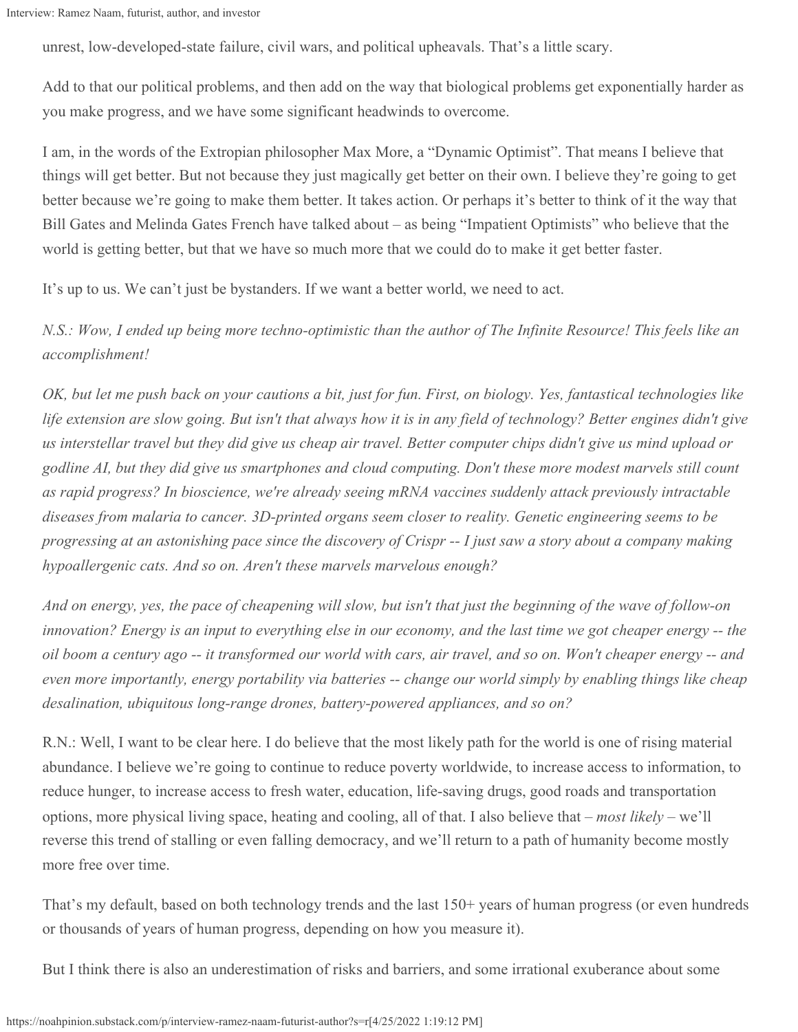unrest, low-developed-state failure, civil wars, and political upheavals. That's a little scary.

Add to that our political problems, and then add on the way that biological problems get exponentially harder as you make progress, and we have some significant headwinds to overcome.

I am, in the words of the Extropian philosopher Max More, a "Dynamic Optimist". That means I believe that things will get better. But not because they just magically get better on their own. I believe they're going to get better because we're going to make them better. It takes action. Or perhaps it's better to think of it the way that Bill Gates and Melinda Gates French have talked about – as being "Impatient Optimists" who believe that the world is getting better, but that we have so much more that we could do to make it get better faster.

It's up to us. We can't just be bystanders. If we want a better world, we need to act.

*N.S.: Wow, I ended up being more techno-optimistic than the author of The Infinite Resource! This feels like an accomplishment!*

*OK, but let me push back on your cautions a bit, just for fun. First, on biology. Yes, fantastical technologies like life extension are slow going. But isn't that always how it is in any field of technology? Better engines didn't give us interstellar travel but they did give us cheap air travel. Better computer chips didn't give us mind upload or godline AI, but they did give us smartphones and cloud computing. Don't these more modest marvels still count as rapid progress? In bioscience, we're already seeing mRNA vaccines suddenly attack previously intractable diseases from malaria to cancer. 3D-printed organs seem closer to reality. Genetic engineering seems to be progressing at an astonishing pace since the discovery of Crispr -- I just saw a story about a company making hypoallergenic cats. And so on. Aren't these marvels marvelous enough?*

*And on energy, yes, the pace of cheapening will slow, but isn't that just the beginning of the wave of follow-on innovation? Energy is an input to everything else in our economy, and the last time we got cheaper energy -- the oil boom a century ago -- it transformed our world with cars, air travel, and so on. Won't cheaper energy -- and even more importantly, energy portability via batteries -- change our world simply by enabling things like cheap desalination, ubiquitous long-range drones, battery-powered appliances, and so on?*

R.N.: Well, I want to be clear here. I do believe that the most likely path for the world is one of rising material abundance. I believe we're going to continue to reduce poverty worldwide, to increase access to information, to reduce hunger, to increase access to fresh water, education, life-saving drugs, good roads and transportation options, more physical living space, heating and cooling, all of that. I also believe that – *most likely* – we'll reverse this trend of stalling or even falling democracy, and we'll return to a path of humanity become mostly more free over time.

That's my default, based on both technology trends and the last 150+ years of human progress (or even hundreds or thousands of years of human progress, depending on how you measure it).

But I think there is also an underestimation of risks and barriers, and some irrational exuberance about some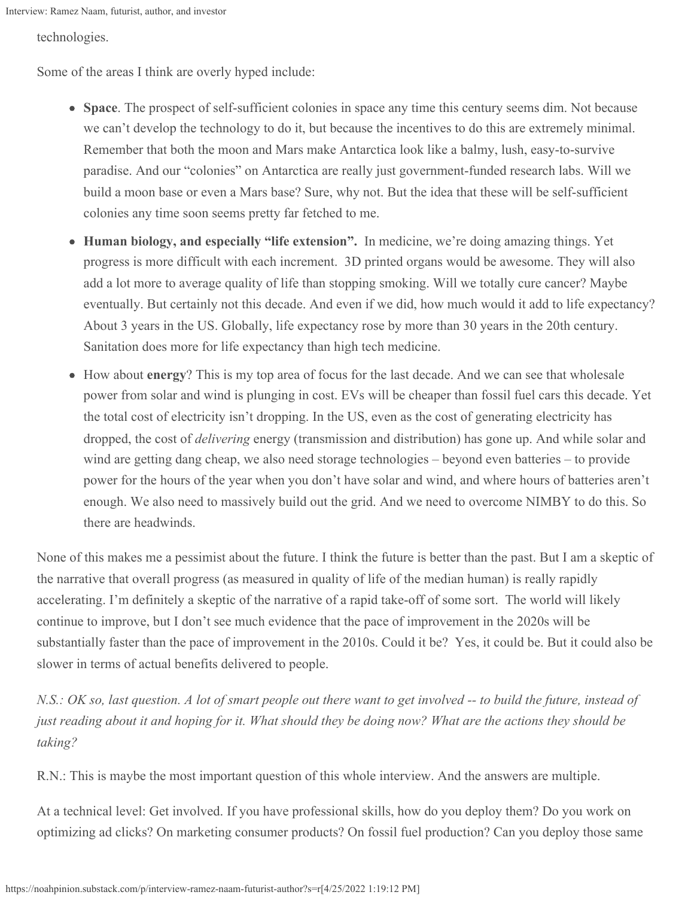technologies.

Some of the areas I think are overly hyped include:

- **Space**. The prospect of self-sufficient colonies in space any time this century seems dim. Not because we can't develop the technology to do it, but because the incentives to do this are extremely minimal. Remember that both the moon and Mars make Antarctica look like a balmy, lush, easy-to-survive paradise. And our "colonies" on Antarctica are really just government-funded research labs. Will we build a moon base or even a Mars base? Sure, why not. But the idea that these will be self-sufficient colonies any time soon seems pretty far fetched to me.
- **Human biology, and especially "life extension".** In medicine, we're doing amazing things. Yet progress is more difficult with each increment. 3D printed organs would be awesome. They will also add a lot more to average quality of life than stopping smoking. Will we totally cure cancer? Maybe eventually. But certainly not this decade. And even if we did, how much would it add to life expectancy? About 3 years in the US. Globally, life expectancy rose by more than 30 years in the 20th century. Sanitation does more for life expectancy than high tech medicine.
- How about **energy**? This is my top area of focus for the last decade. And we can see that wholesale power from solar and wind is plunging in cost. EVs will be cheaper than fossil fuel cars this decade. Yet the total cost of electricity isn't dropping. In the US, even as the cost of generating electricity has dropped, the cost of *delivering* energy (transmission and distribution) has gone up. And while solar and wind are getting dang cheap, we also need storage technologies – beyond even batteries – to provide power for the hours of the year when you don't have solar and wind, and where hours of batteries aren't enough. We also need to massively build out the grid. And we need to overcome NIMBY to do this. So there are headwinds.

None of this makes me a pessimist about the future. I think the future is better than the past. But I am a skeptic of the narrative that overall progress (as measured in quality of life of the median human) is really rapidly accelerating. I'm definitely a skeptic of the narrative of a rapid take-off of some sort. The world will likely continue to improve, but I don't see much evidence that the pace of improvement in the 2020s will be substantially faster than the pace of improvement in the 2010s. Could it be? Yes, it could be. But it could also be slower in terms of actual benefits delivered to people.

*N.S.: OK so, last question. A lot of smart people out there want to get involved -- to build the future, instead of just reading about it and hoping for it. What should they be doing now? What are the actions they should be taking?*

R.N.: This is maybe the most important question of this whole interview. And the answers are multiple.

At a technical level: Get involved. If you have professional skills, how do you deploy them? Do you work on optimizing ad clicks? On marketing consumer products? On fossil fuel production? Can you deploy those same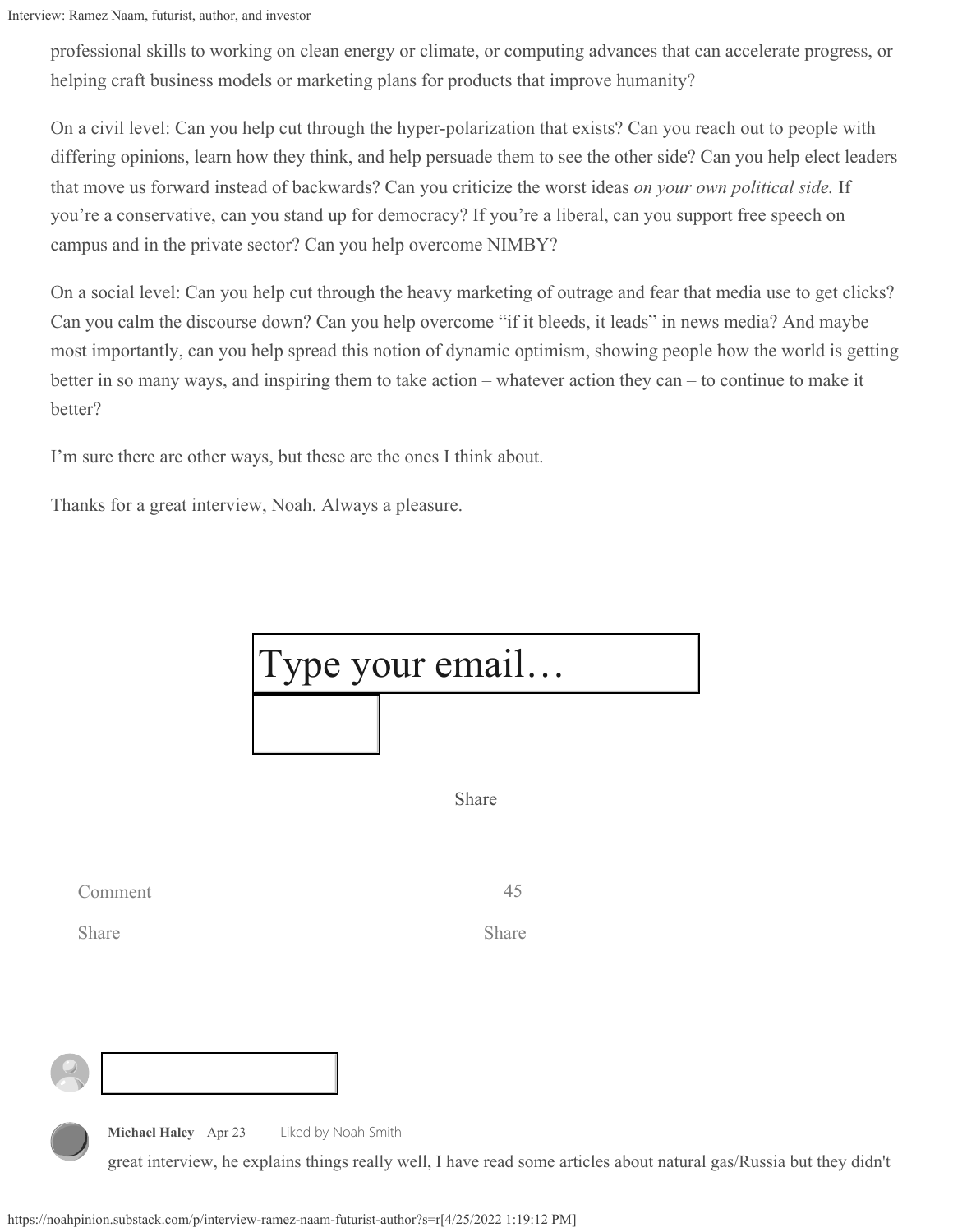professional skills to working on clean energy or climate, or computing advances that can accelerate progress, or helping craft business models or marketing plans for products that improve humanity?

On a civil level: Can you help cut through the hyper-polarization that exists? Can you reach out to people with differing opinions, learn how they think, and help persuade them to see the other side? Can you help elect leaders that move us forward instead of backwards? Can you criticize the worst ideas *on your own political side.* If you're a conservative, can you stand up for democracy? If you're a liberal, can you support free speech on campus and in the private sector? Can you help overcome NIMBY?

On a social level: Can you help cut through the heavy marketing of outrage and fear that media use to get clicks? Can you calm the discourse down? Can you help overcome "if it bleeds, it leads" in news media? And maybe most importantly, can you help spread this notion of dynamic optimism, showing people how the world is getting better in so many ways, and inspiring them to take action – whatever action they can – to continue to make it better?

I'm sure there are other ways, but these are the ones I think about.

Thanks for a great interview, Noah. Always a pleasure.

---

Type your email…

Share

Comment 45

Share Share

**Michael Haley** Apr 23 Liked by Noah Smith

great interview, he explains things really well, I have read some articles about natural gas/Russia but they didn't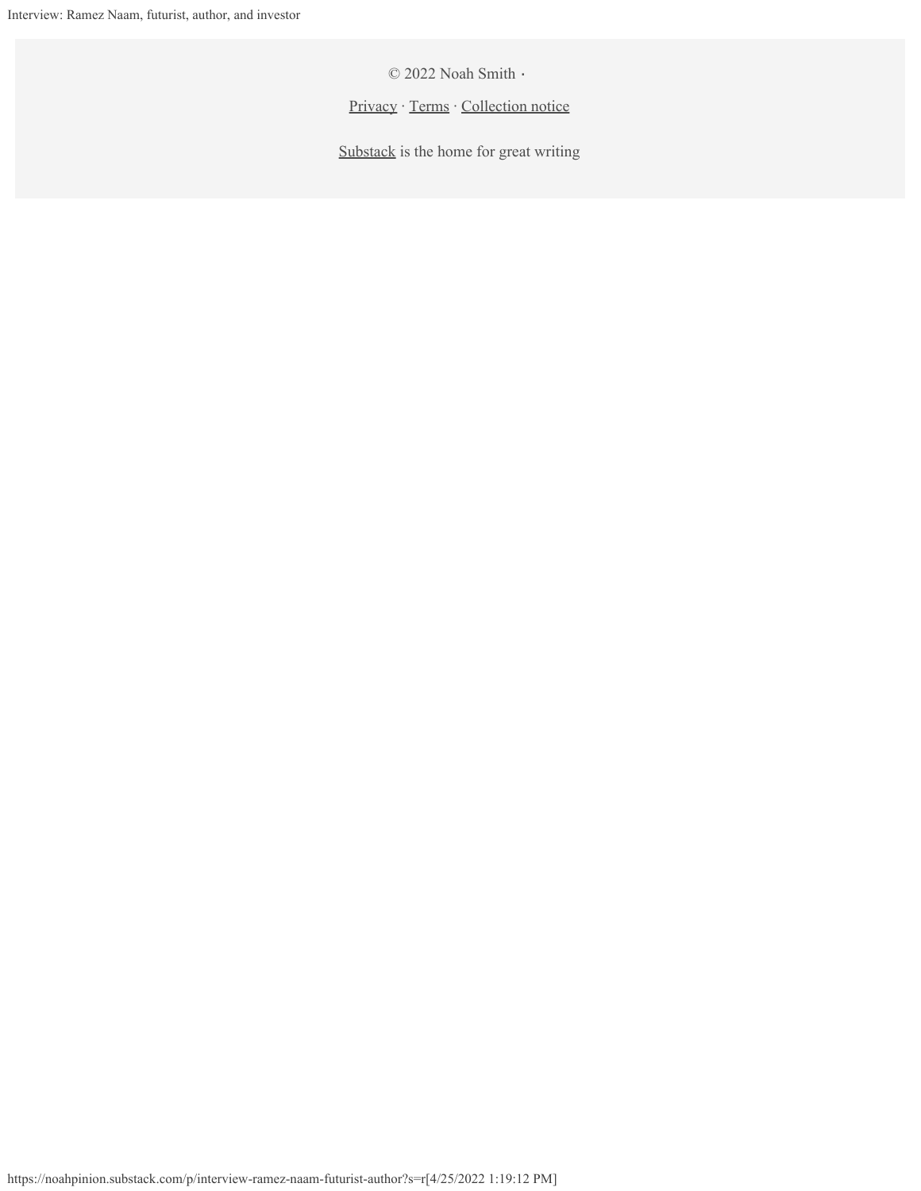© 2022 Noah Smith ∙

Privacy ∙ Terms ∙ Collection notice

Substack is the home for great writing